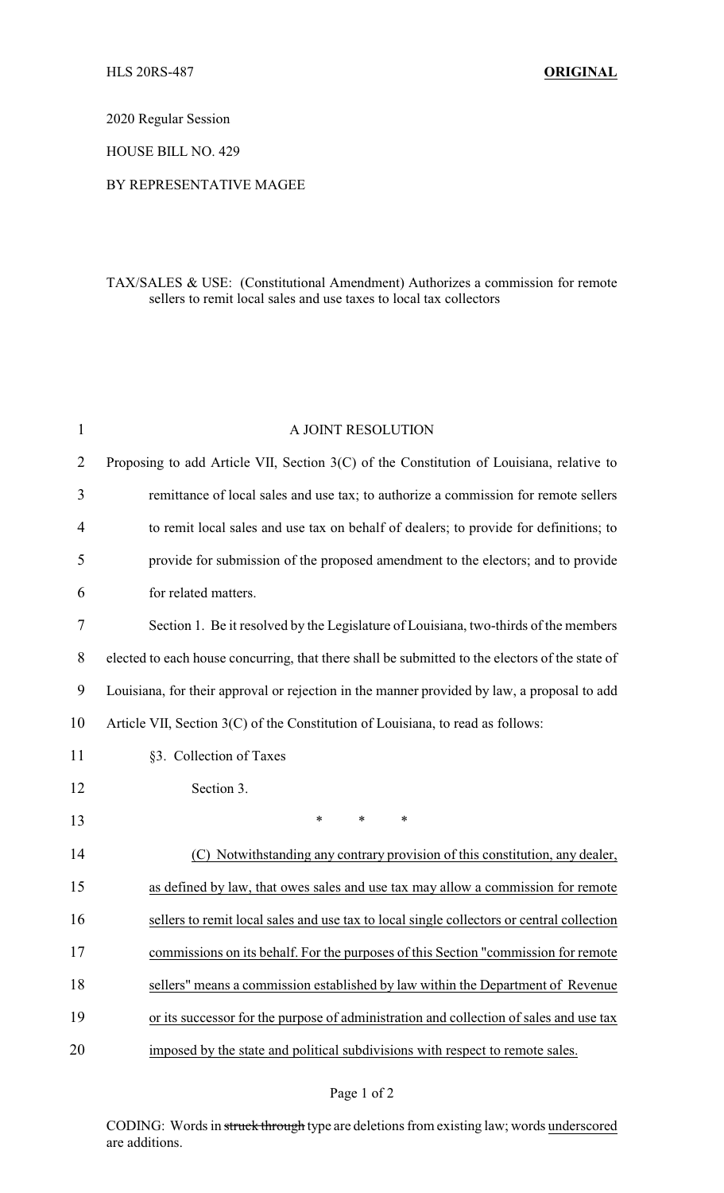HLS 20RS-487 **ORIGINAL**

2020 Regular Session

HOUSE BILL NO. 429

BY REPRESENTATIVE MAGEE

TAX/SALES & USE: (Constitutional Amendment) Authorizes a commission for remote sellers to remit local sales and use taxes to local tax collectors

A JOINT RESOLUTION

Proposing to add Article VII, Section 3(C) of the Constitution of Louisiana, relative to remittance of local sales and use tax; to authorize a commission for remote sellers to remit local sales and use tax on behalf of dealers; to provide for definitions; to provide for submission of the proposed amendment to the electors; and to provide for related matters.

Section 1. Be it resolved by the Legislature of Louisiana, two-thirds of the members elected to each house concurring, that there shall be submitted to the electors of the state of Louisiana, for their approval or rejection in the manner provided by law, a proposal to add Article VII, Section 3(C) of the Constitution of Louisiana, to read as follows:

§3. Collection of Taxes

Section 3.

\* \* \*

(C) Notwithstanding any contrary provision of this constitution, any dealer, as defined by law, that owes sales and use tax may allow a commission for remote sellers to remit local sales and use tax to local single collectors or central collection commissions on its behalf. For the purposes of this Section "commission for remote sellers" means a commission established by law within the Department of Revenue or its successor for the purpose of administration and collection of sales and use tax imposed by the state and political subdivisions with respect to remote sales.

CODING: Words in ~~struck through~~ type are deletions from existing law; words underscored are additions.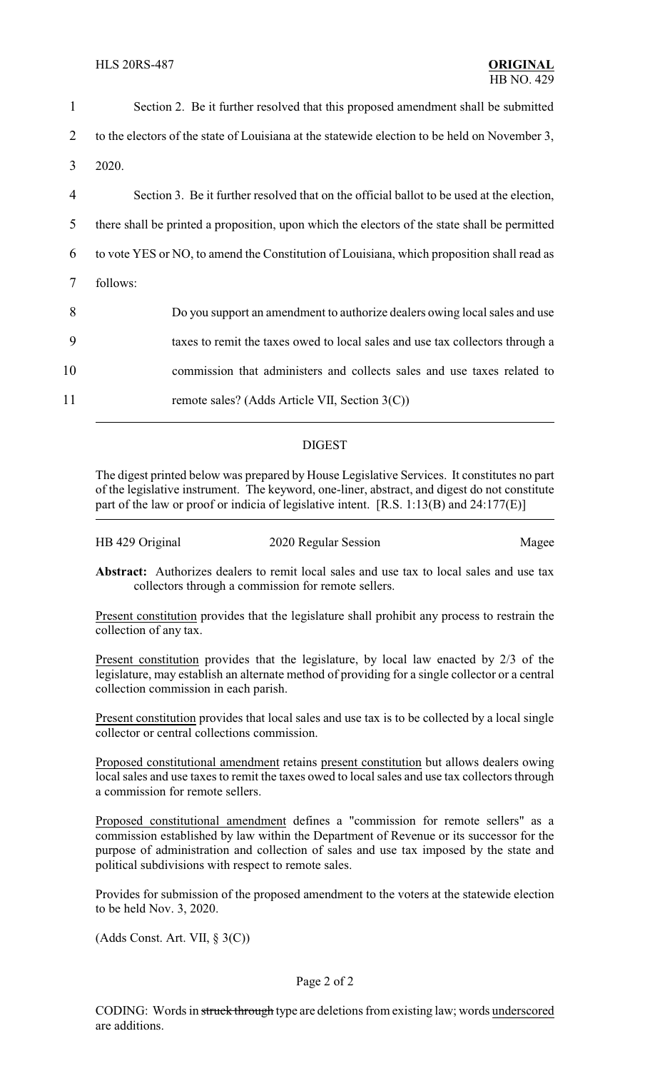Section 2. Be it further resolved that this proposed amendment shall be submitted to the electors of the state of Louisiana at the statewide election to be held on November 3, 2020.

Section 3. Be it further resolved that on the official ballot to be used at the election, there shall be printed a proposition, upon which the electors of the state shall be permitted to vote YES or NO, to amend the Constitution of Louisiana, which proposition shall read as follows:

> Do you support an amendment to authorize dealers owing local sales and use taxes to remit the taxes owed to local sales and use tax collectors through a commission that administers and collects sales and use taxes related to remote sales? (Adds Article VII, Section 3(C))

## DIGEST

The digest printed below was prepared by House Legislative Services. It constitutes no part of the legislative instrument. The keyword, one-liner, abstract, and digest do not constitute part of the law or proof or indicia of legislative intent. [R.S. 1:13(B) and 24:177(E)]

HB 429 Original — 2020 Regular Session — Magee

**Abstract:** Authorizes dealers to remit local sales and use tax to local sales and use tax collectors through a commission for remote sellers.

Present constitution provides that the legislature shall prohibit any process to restrain the collection of any tax.

Present constitution provides that the legislature, by local law enacted by 2/3 of the legislature, may establish an alternate method of providing for a single collector or a central collection commission in each parish.

Present constitution provides that local sales and use tax is to be collected by a local single collector or central collections commission.

Proposed constitutional amendment retains present constitution but allows dealers owing local sales and use taxes to remit the taxes owed to local sales and use tax collectors through a commission for remote sellers.

Proposed constitutional amendment defines a "commission for remote sellers" as a commission established by law within the Department of Revenue or its successor for the purpose of administration and collection of sales and use tax imposed by the state and political subdivisions with respect to remote sales.

Provides for submission of the proposed amendment to the voters at the statewide election to be held Nov. 3, 2020.

(Adds Const. Art. VII, § 3(C))

CODING: Words in ~~struck through~~ type are deletions from existing law; words underscored are additions.